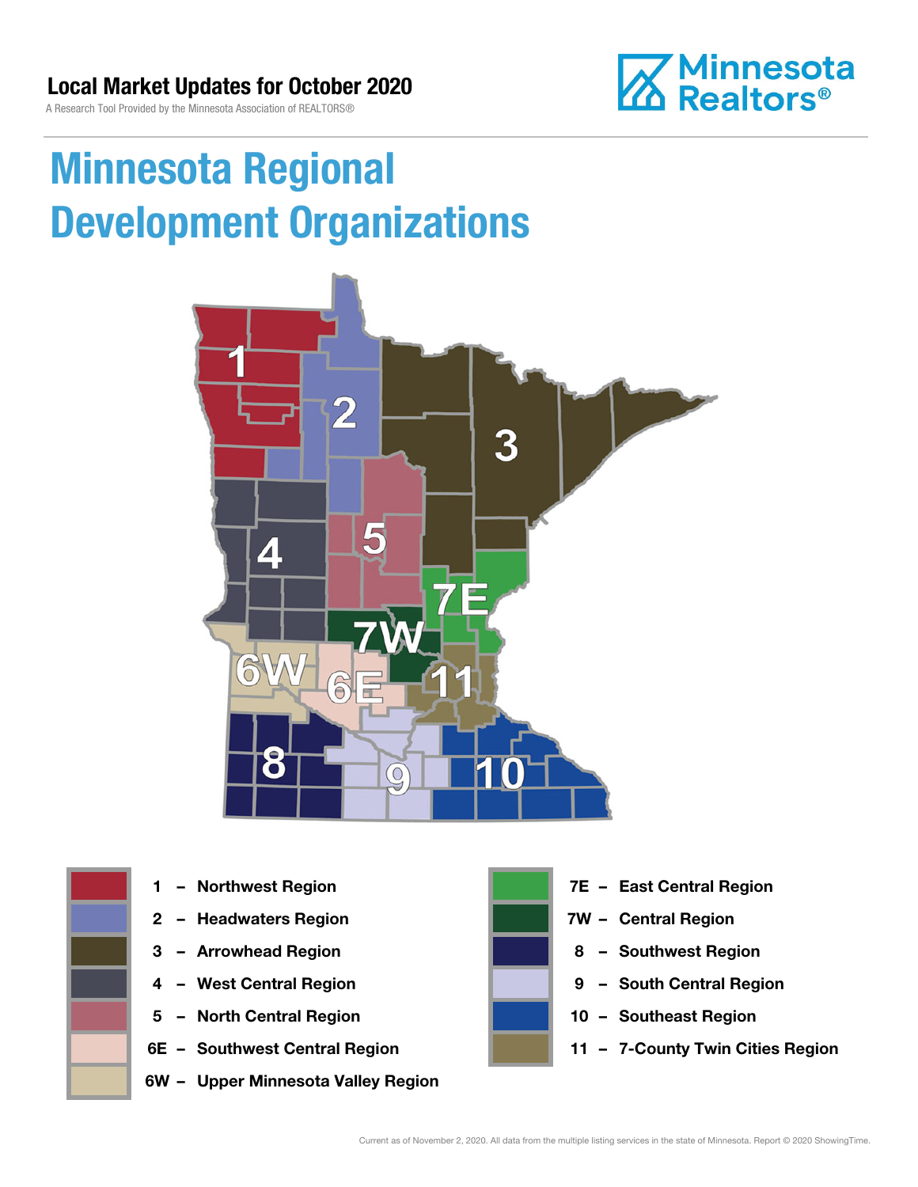**Local Market Updates for October 2020**

A Research Tool Provided by the Minnesota Association of REALTORS®

Minnesota Realtors®

# Minnesota Regional Development Organizations

- 1 – Northwest Region
- 2 – Headwaters Region
- 3 – Arrowhead Region
- 4 – West Central Region
- 5 – North Central Region
- 6E – Southwest Central Region
- 6W – Upper Minnesota Valley Region
- 7E – East Central Region
- 7W – Central Region
- 8 – Southwest Region
- 9 – South Central Region
- 10 – Southeast Region
- 11 – 7-County Twin Cities Region

Current as of November 2, 2020. All data from the multiple listing services in the state of Minnesota. Report © 2020 ShowingTime.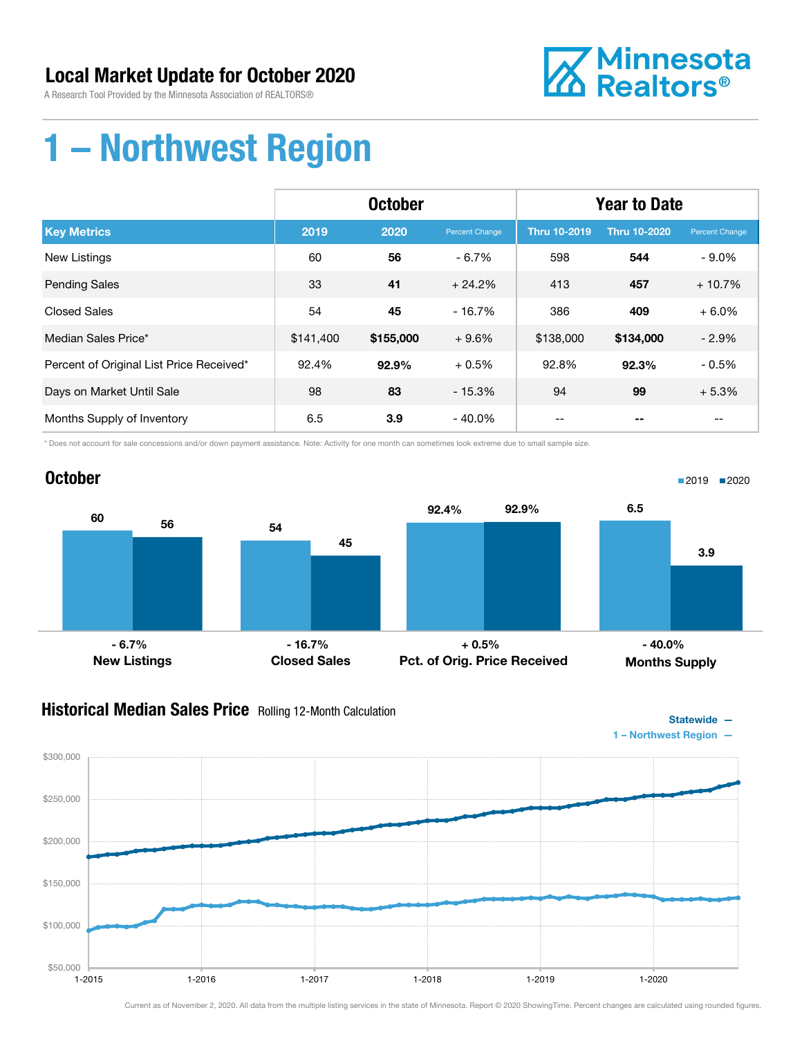# Local Market Update for October 2020

A Research Tool Provided by the Minnesota Association of REALTORS®

Minnesota Realtors®

# 1 – Northwest Region

| | October | | | Year to Date | | |
|---|---|---|---|---|---|---|
| **Key Metrics** | **2019** | **2020** | **Percent Change** | **Thru 10-2019** | **Thru 10-2020** | **Percent Change** |
| New Listings | 60 | **56** | - 6.7% | 598 | **544** | - 9.0% |
| Pending Sales | 33 | **41** | + 24.2% | 413 | **457** | + 10.7% |
| Closed Sales | 54 | **45** | - 16.7% | 386 | **409** | + 6.0% |
| Median Sales Price* | $141,400 | **$155,000** | + 9.6% | $138,000 | **$134,000** | - 2.9% |
| Percent of Original List Price Received* | 92.4% | **92.9%** | + 0.5% | 92.8% | **92.3%** | - 0.5% |
| Days on Market Until Sale | 98 | **83** | - 15.3% | 94 | **99** | + 5.3% |
| Months Supply of Inventory | 6.5 | **3.9** | - 40.0% | -- | **--** | -- |

\* Does not account for sale concessions and/or down payment assistance. Note: Activity for one month can sometimes look extreme due to small sample size.

## October

| | 2019 | 2020 | Change |
|---|---|---|---|
| New Listings | 60 | 56 | - 6.7% |
| Closed Sales | 54 | 45 | - 16.7% |
| Pct. of Orig. Price Received | 92.4% | 92.9% | + 0.5% |
| Months Supply | 6.5 | 3.9 | - 40.0% |

## Historical Median Sales Price
Rolling 12-Month Calculation

Statewide —
1 – Northwest Region —

Current as of November 2, 2020. All data from the multiple listing services in the state of Minnesota. Report © 2020 ShowingTime. Percent changes are calculated using rounded figures.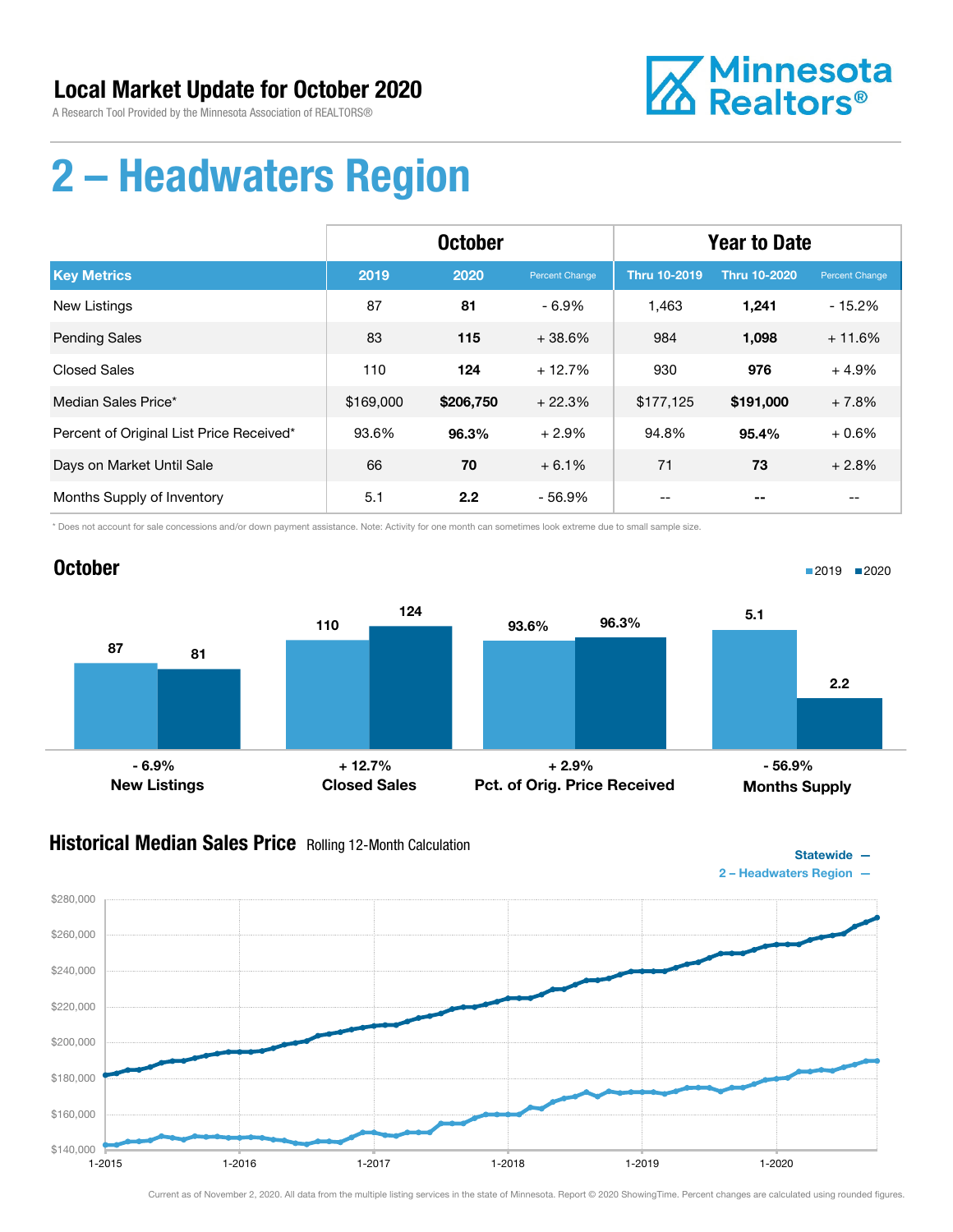## Local Market Update for October 2020

A Research Tool Provided by the Minnesota Association of REALTORS®

Minnesota Realtors®

# 2 – Headwaters Region

| Key Metrics | October | | | Year to Date | | |
|---|---|---|---|---|---|---|
| | 2019 | 2020 | Percent Change | Thru 10-2019 | Thru 10-2020 | Percent Change |
| New Listings | 87 | **81** | - 6.9% | 1,463 | **1,241** | - 15.2% |
| Pending Sales | 83 | **115** | + 38.6% | 984 | **1,098** | + 11.6% |
| Closed Sales | 110 | **124** | + 12.7% | 930 | **976** | + 4.9% |
| Median Sales Price* | $169,000 | **$206,750** | + 22.3% | $177,125 | **$191,000** | + 7.8% |
| Percent of Original List Price Received* | 93.6% | **96.3%** | + 2.9% | 94.8% | **95.4%** | + 0.6% |
| Days on Market Until Sale | 66 | **70** | + 6.1% | 71 | **73** | + 2.8% |
| Months Supply of Inventory | 5.1 | **2.2** | - 56.9% | -- | **--** | -- |

\* Does not account for sale concessions and/or down payment assistance. Note: Activity for one month can sometimes look extreme due to small sample size.

## October

| | 2019 | 2020 | Change |
|---|---|---|---|
| New Listings | 87 | 81 | - 6.9% |
| Closed Sales | 110 | 124 | + 12.7% |
| Pct. of Orig. Price Received | 93.6% | 96.3% | + 2.9% |
| Months Supply | 5.1 | 2.2 | - 56.9% |

## Historical Median Sales Price Rolling 12-Month Calculation

Statewide —
2 – Headwaters Region —

Current as of November 2, 2020. All data from the multiple listing services in the state of Minnesota. Report © 2020 ShowingTime. Percent changes are calculated using rounded figures.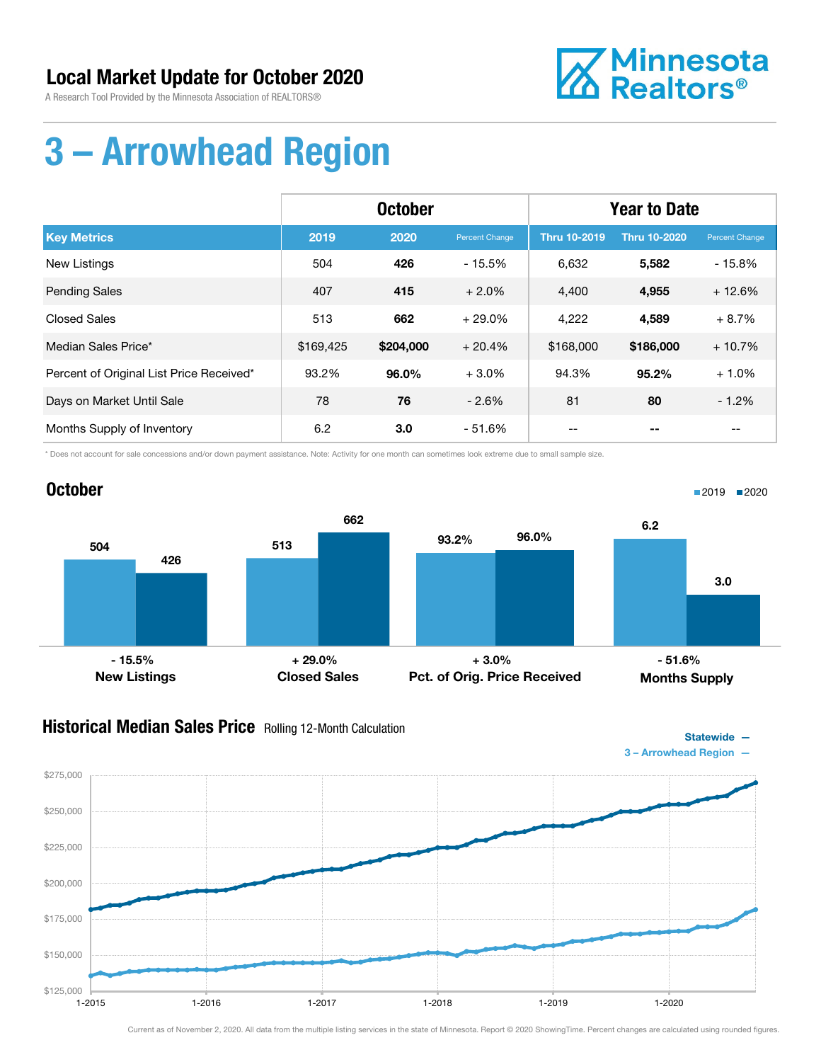## Local Market Update for October 2020

A Research Tool Provided by the Minnesota Association of REALTORS®

Minnesota Realtors®

# 3 – Arrowhead Region

| | October | | | Year to Date | | |
|---|---|---|---|---|---|---|
| **Key Metrics** | **2019** | **2020** | Percent Change | **Thru 10-2019** | **Thru 10-2020** | Percent Change |
| New Listings | 504 | **426** | - 15.5% | 6,632 | **5,582** | - 15.8% |
| Pending Sales | 407 | **415** | + 2.0% | 4,400 | **4,955** | + 12.6% |
| Closed Sales | 513 | **662** | + 29.0% | 4,222 | **4,589** | + 8.7% |
| Median Sales Price* | $169,425 | **$204,000** | + 20.4% | $168,000 | **$186,000** | + 10.7% |
| Percent of Original List Price Received* | 93.2% | **96.0%** | + 3.0% | 94.3% | **95.2%** | + 1.0% |
| Days on Market Until Sale | 78 | **76** | - 2.6% | 81 | **80** | - 1.2% |
| Months Supply of Inventory | 6.2 | **3.0** | - 51.6% | -- | **--** | -- |

\* Does not account for sale concessions and/or down payment assistance. Note: Activity for one month can sometimes look extreme due to small sample size.

## October

2019 | 2020

| | 2019 | 2020 | Change |
|---|---|---|---|
| New Listings | 504 | 426 | - 15.5% |
| Closed Sales | 513 | 662 | + 29.0% |
| Pct. of Orig. Price Received | 93.2% | 96.0% | + 3.0% |
| Months Supply | 6.2 | 3.0 | - 51.6% |

## Historical Median Sales Price Rolling 12-Month Calculation

Statewide —
3 – Arrowhead Region —

$275,000
$250,000
$225,000
$200,000
$175,000
$150,000
$125,000

1-2015 1-2016 1-2017 1-2018 1-2019 1-2020

Current as of November 2, 2020. All data from the multiple listing services in the state of Minnesota. Report © 2020 ShowingTime. Percent changes are calculated using rounded figures.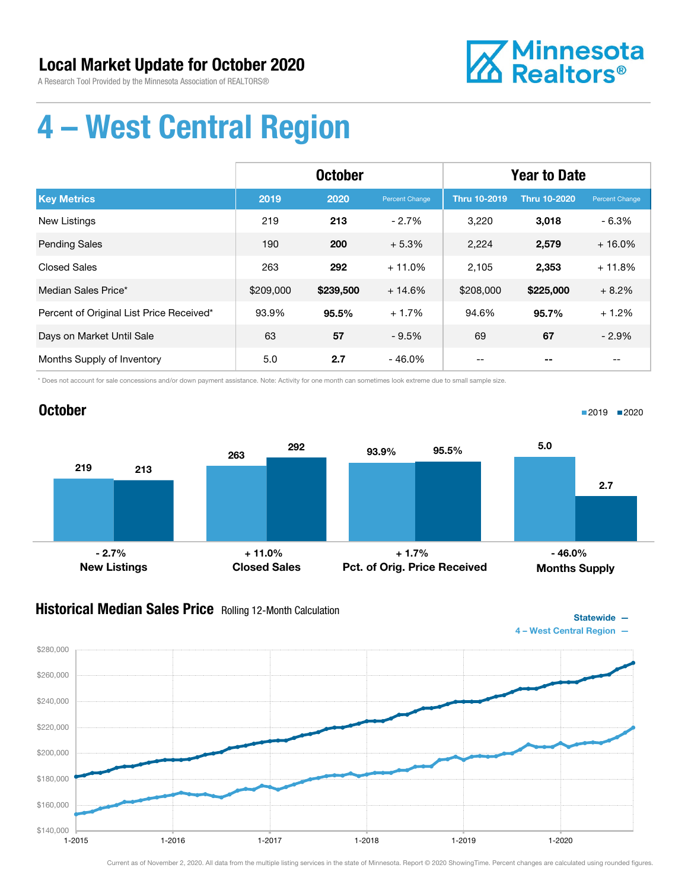## Local Market Update for October 2020

A Research Tool Provided by the Minnesota Association of REALTORS®

Minnesota Realtors®

# 4 – West Central Region

| | October | | | Year to Date | | |
|---|---|---|---|---|---|---|
| **Key Metrics** | **2019** | **2020** | **Percent Change** | **Thru 10-2019** | **Thru 10-2020** | **Percent Change** |
| New Listings | 219 | **213** | - 2.7% | 3,220 | **3,018** | - 6.3% |
| Pending Sales | 190 | **200** | + 5.3% | 2,224 | **2,579** | + 16.0% |
| Closed Sales | 263 | **292** | + 11.0% | 2,105 | **2,353** | + 11.8% |
| Median Sales Price* | $209,000 | **$239,500** | + 14.6% | $208,000 | **$225,000** | + 8.2% |
| Percent of Original List Price Received* | 93.9% | **95.5%** | + 1.7% | 94.6% | **95.7%** | + 1.2% |
| Days on Market Until Sale | 63 | **57** | - 9.5% | 69 | **67** | - 2.9% |
| Months Supply of Inventory | 5.0 | **2.7** | - 46.0% | -- | **--** | -- |

\* Does not account for sale concessions and/or down payment assistance. Note: Activity for one month can sometimes look extreme due to small sample size.

### October

| | 2019 | 2020 | Change |
|---|---|---|---|
| New Listings | 219 | 213 | - 2.7% |
| Closed Sales | 263 | 292 | + 11.0% |
| Pct. of Orig. Price Received | 93.9% | 95.5% | + 1.7% |
| Months Supply | 5.0 | 2.7 | - 46.0% |

### Historical Median Sales Price Rolling 12-Month Calculation

Statewide —
4 – West Central Region —

Current as of November 2, 2020. All data from the multiple listing services in the state of Minnesota. Report © 2020 ShowingTime. Percent changes are calculated using rounded figures.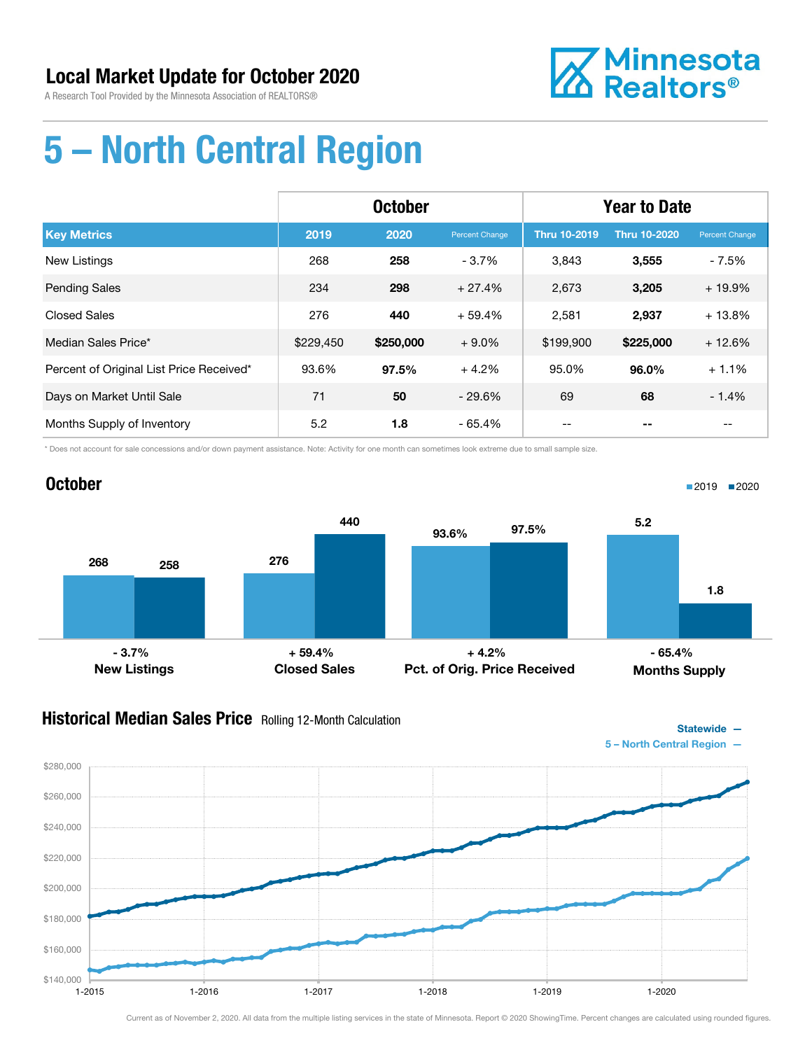# Local Market Update for October 2020

A Research Tool Provided by the Minnesota Association of REALTORS®

Minnesota Realtors®

# 5 – North Central Region

| | October | | | Year to Date | | |
|---|---|---|---|---|---|---|
| **Key Metrics** | **2019** | **2020** | **Percent Change** | **Thru 10-2019** | **Thru 10-2020** | **Percent Change** |
| New Listings | 268 | **258** | - 3.7% | 3,843 | **3,555** | - 7.5% |
| Pending Sales | 234 | **298** | + 27.4% | 2,673 | **3,205** | + 19.9% |
| Closed Sales | 276 | **440** | + 59.4% | 2,581 | **2,937** | + 13.8% |
| Median Sales Price* | $229,450 | **$250,000** | + 9.0% | $199,900 | **$225,000** | + 12.6% |
| Percent of Original List Price Received* | 93.6% | **97.5%** | + 4.2% | 95.0% | **96.0%** | + 1.1% |
| Days on Market Until Sale | 71 | **50** | - 29.6% | 69 | **68** | - 1.4% |
| Months Supply of Inventory | 5.2 | **1.8** | - 65.4% | -- | **--** | -- |

\* Does not account for sale concessions and/or down payment assistance. Note: Activity for one month can sometimes look extreme due to small sample size.

## October

| | 2019 | 2020 | Change |
|---|---|---|---|
| New Listings | 268 | 258 | - 3.7% |
| Closed Sales | 276 | 440 | + 59.4% |
| Pct. of Orig. Price Received | 93.6% | 97.5% | + 4.2% |
| Months Supply | 5.2 | 1.8 | - 65.4% |

## Historical Median Sales Price Rolling 12-Month Calculation

Statewide —
5 – North Central Region —

Current as of November 2, 2020. All data from the multiple listing services in the state of Minnesota. Report © 2020 ShowingTime. Percent changes are calculated using rounded figures.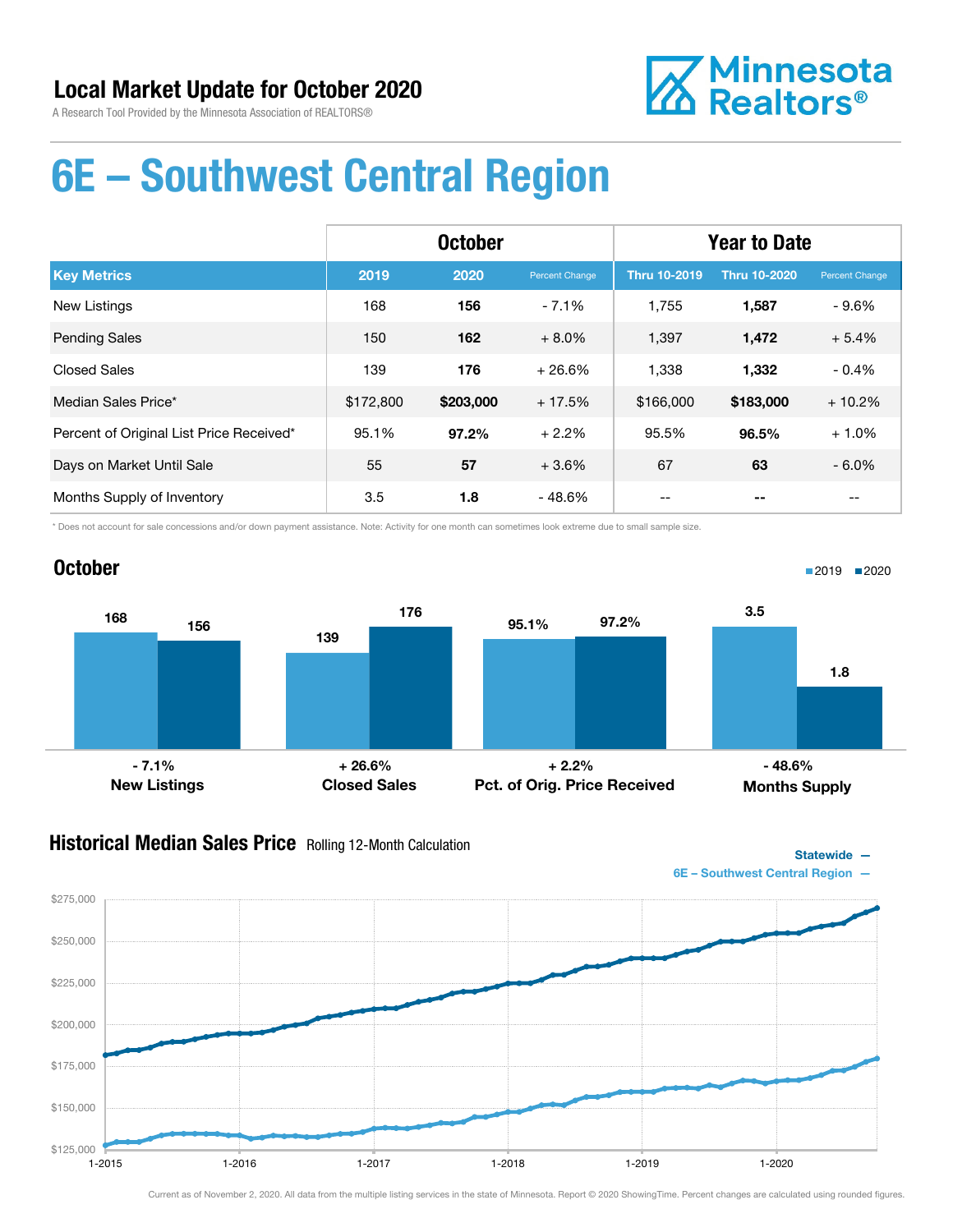## Local Market Update for October 2020

A Research Tool Provided by the Minnesota Association of REALTORS®

Minnesota Realtors®

# 6E – Southwest Central Region

| | October | | | Year to Date | | |
|---|---|---|---|---|---|---|
| **Key Metrics** | **2019** | **2020** | **Percent Change** | **Thru 10-2019** | **Thru 10-2020** | **Percent Change** |
| New Listings | 168 | **156** | - 7.1% | 1,755 | **1,587** | - 9.6% |
| Pending Sales | 150 | **162** | + 8.0% | 1,397 | **1,472** | + 5.4% |
| Closed Sales | 139 | **176** | + 26.6% | 1,338 | **1,332** | - 0.4% |
| Median Sales Price* | $172,800 | **$203,000** | + 17.5% | $166,000 | **$183,000** | + 10.2% |
| Percent of Original List Price Received* | 95.1% | **97.2%** | + 2.2% | 95.5% | **96.5%** | + 1.0% |
| Days on Market Until Sale | 55 | **57** | + 3.6% | 67 | **63** | - 6.0% |
| Months Supply of Inventory | 3.5 | **1.8** | - 48.6% | -- | **--** | -- |

\* Does not account for sale concessions and/or down payment assistance. Note: Activity for one month can sometimes look extreme due to small sample size.

## October

| | 2019 | 2020 | Change |
|---|---|---|---|
| New Listings | 168 | 156 | - 7.1% |
| Closed Sales | 139 | 176 | + 26.6% |
| Pct. of Orig. Price Received | 95.1% | 97.2% | + 2.2% |
| Months Supply | 3.5 | 1.8 | - 48.6% |

## Historical Median Sales Price

Rolling 12-Month Calculation

Statewide —
6E – Southwest Central Region —

Current as of November 2, 2020. All data from the multiple listing services in the state of Minnesota. Report © 2020 ShowingTime. Percent changes are calculated using rounded figures.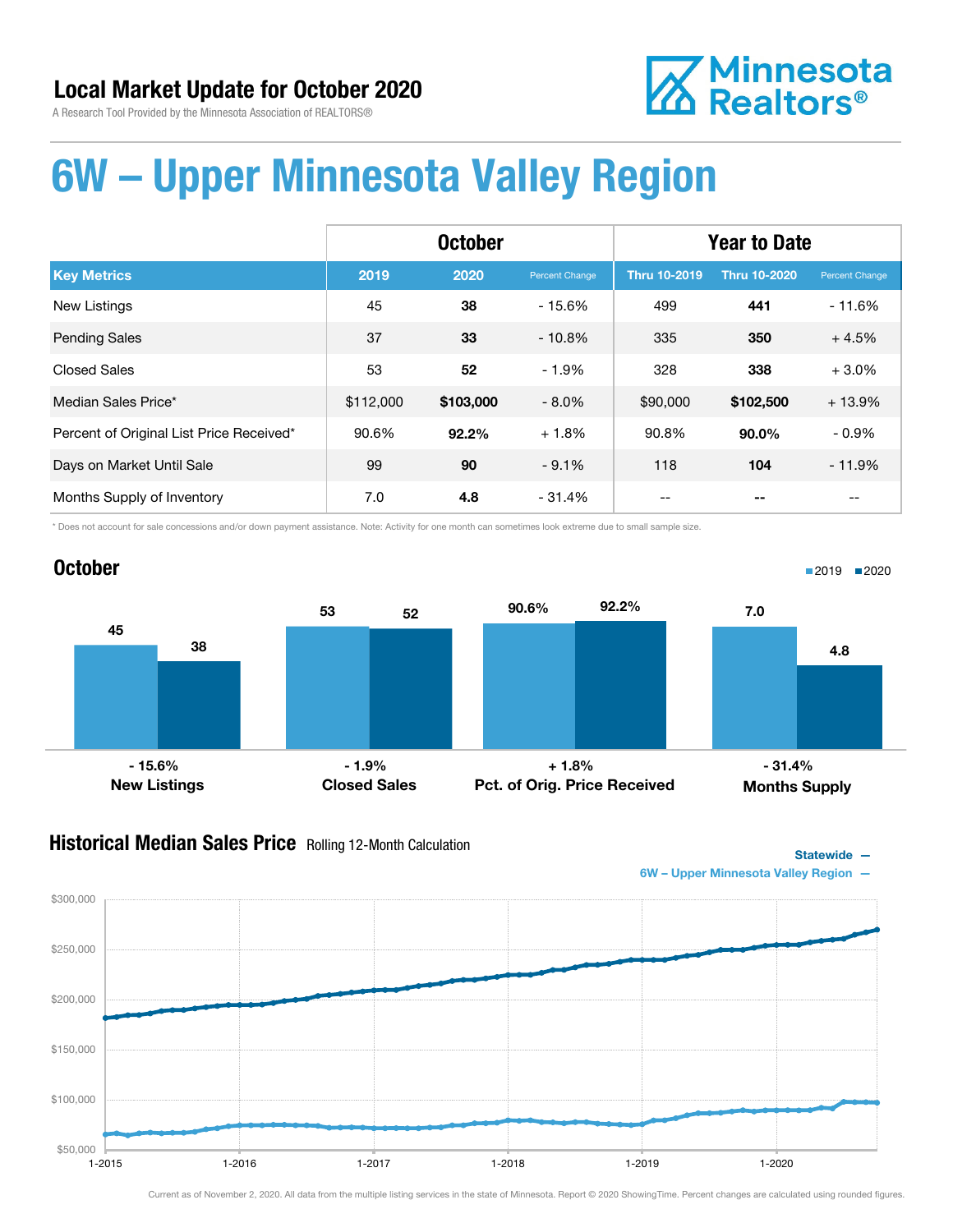## Local Market Update for October 2020

A Research Tool Provided by the Minnesota Association of REALTORS®

# 6W – Upper Minnesota Valley Region

| | October | | | Year to Date | | |
|---|---|---|---|---|---|---|
| **Key Metrics** | **2019** | **2020** | Percent Change | **Thru 10-2019** | **Thru 10-2020** | Percent Change |
| New Listings | 45 | **38** | - 15.6% | 499 | **441** | - 11.6% |
| Pending Sales | 37 | **33** | - 10.8% | 335 | **350** | + 4.5% |
| Closed Sales | 53 | **52** | - 1.9% | 328 | **338** | + 3.0% |
| Median Sales Price* | $112,000 | **$103,000** | - 8.0% | $90,000 | **$102,500** | + 13.9% |
| Percent of Original List Price Received* | 90.6% | **92.2%** | + 1.8% | 90.8% | **90.0%** | - 0.9% |
| Days on Market Until Sale | 99 | **90** | - 9.1% | 118 | **104** | - 11.9% |
| Months Supply of Inventory | 7.0 | **4.8** | - 31.4% | -- | **--** | -- |

\* Does not account for sale concessions and/or down payment assistance. Note: Activity for one month can sometimes look extreme due to small sample size.

## October

| | 2019 | 2020 | Change |
|---|---|---|---|
| New Listings | 45 | 38 | - 15.6% |
| Closed Sales | 53 | 52 | - 1.9% |
| Pct. of Orig. Price Received | 90.6% | 92.2% | + 1.8% |
| Months Supply | 7.0 | 4.8 | - 31.4% |

## Historical Median Sales Price Rolling 12-Month Calculation

Statewide —
6W – Upper Minnesota Valley Region —

Current as of November 2, 2020. All data from the multiple listing services in the state of Minnesota. Report © 2020 ShowingTime. Percent changes are calculated using rounded figures.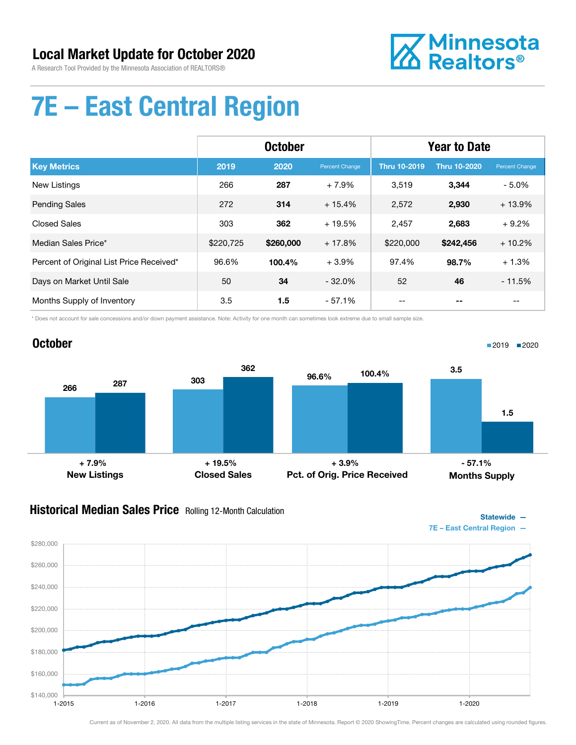# Local Market Update for October 2020

A Research Tool Provided by the Minnesota Association of REALTORS®

# 7E – East Central Region

| | October | | | Year to Date | | |
|---|---|---|---|---|---|---|
| **Key Metrics** | **2019** | **2020** | **Percent Change** | **Thru 10-2019** | **Thru 10-2020** | **Percent Change** |
| New Listings | 266 | **287** | + 7.9% | 3,519 | **3,344** | - 5.0% |
| Pending Sales | 272 | **314** | + 15.4% | 2,572 | **2,930** | + 13.9% |
| Closed Sales | 303 | **362** | + 19.5% | 2,457 | **2,683** | + 9.2% |
| Median Sales Price* | $220,725 | **$260,000** | + 17.8% | $220,000 | **$242,456** | + 10.2% |
| Percent of Original List Price Received* | 96.6% | **100.4%** | + 3.9% | 97.4% | **98.7%** | + 1.3% |
| Days on Market Until Sale | 50 | **34** | - 32.0% | 52 | **46** | - 11.5% |
| Months Supply of Inventory | 3.5 | **1.5** | - 57.1% | -- | **--** | -- |

\* Does not account for sale concessions and/or down payment assistance. Note: Activity for one month can sometimes look extreme due to small sample size.

## October

| | 2019 | 2020 | Change |
|---|---|---|---|
| New Listings | 266 | 287 | + 7.9% |
| Closed Sales | 303 | 362 | + 19.5% |
| Pct. of Orig. Price Received | 96.6% | 100.4% | + 3.9% |
| Months Supply | 3.5 | 1.5 | - 57.1% |

## Historical Median Sales Price
Rolling 12-Month Calculation

Statewide —
7E – East Central Region —

Current as of November 2, 2020. All data from the multiple listing services in the state of Minnesota. Report © 2020 ShowingTime. Percent changes are calculated using rounded figures.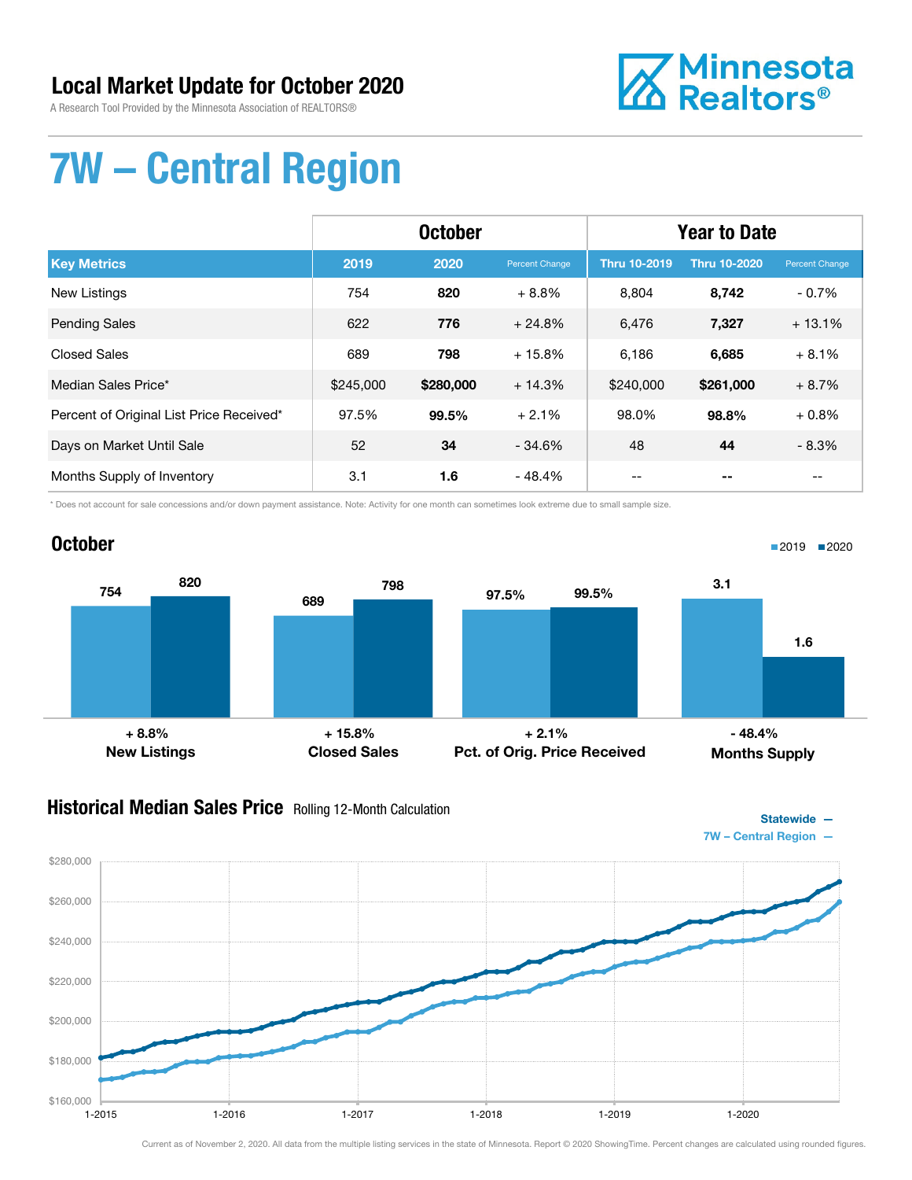# Local Market Update for October 2020

A Research Tool Provided by the Minnesota Association of REALTORS®

Minnesota Realtors®

# 7W – Central Region

| | October | | | Year to Date | | |
|---|---|---|---|---|---|---|
| **Key Metrics** | **2019** | **2020** | **Percent Change** | **Thru 10-2019** | **Thru 10-2020** | **Percent Change** |
| New Listings | 754 | **820** | + 8.8% | 8,804 | **8,742** | - 0.7% |
| Pending Sales | 622 | **776** | + 24.8% | 6,476 | **7,327** | + 13.1% |
| Closed Sales | 689 | **798** | + 15.8% | 6,186 | **6,685** | + 8.1% |
| Median Sales Price* | $245,000 | **$280,000** | + 14.3% | $240,000 | **$261,000** | + 8.7% |
| Percent of Original List Price Received* | 97.5% | **99.5%** | + 2.1% | 98.0% | **98.8%** | + 0.8% |
| Days on Market Until Sale | 52 | **34** | - 34.6% | 48 | **44** | - 8.3% |
| Months Supply of Inventory | 3.1 | **1.6** | - 48.4% | -- | **--** | -- |

\* Does not account for sale concessions and/or down payment assistance. Note: Activity for one month can sometimes look extreme due to small sample size.

## October

2019 ■ 2020 ■

| | 2019 | 2020 | Change |
|---|---|---|---|
| New Listings | 754 | 820 | + 8.8% |
| Closed Sales | 689 | 798 | + 15.8% |
| Pct. of Orig. Price Received | 97.5% | 99.5% | + 2.1% |
| Months Supply | 3.1 | 1.6 | - 48.4% |

## Historical Median Sales Price Rolling 12-Month Calculation

Statewide —
7W – Central Region —

Current as of November 2, 2020. All data from the multiple listing services in the state of Minnesota. Report © 2020 ShowingTime. Percent changes are calculated using rounded figures.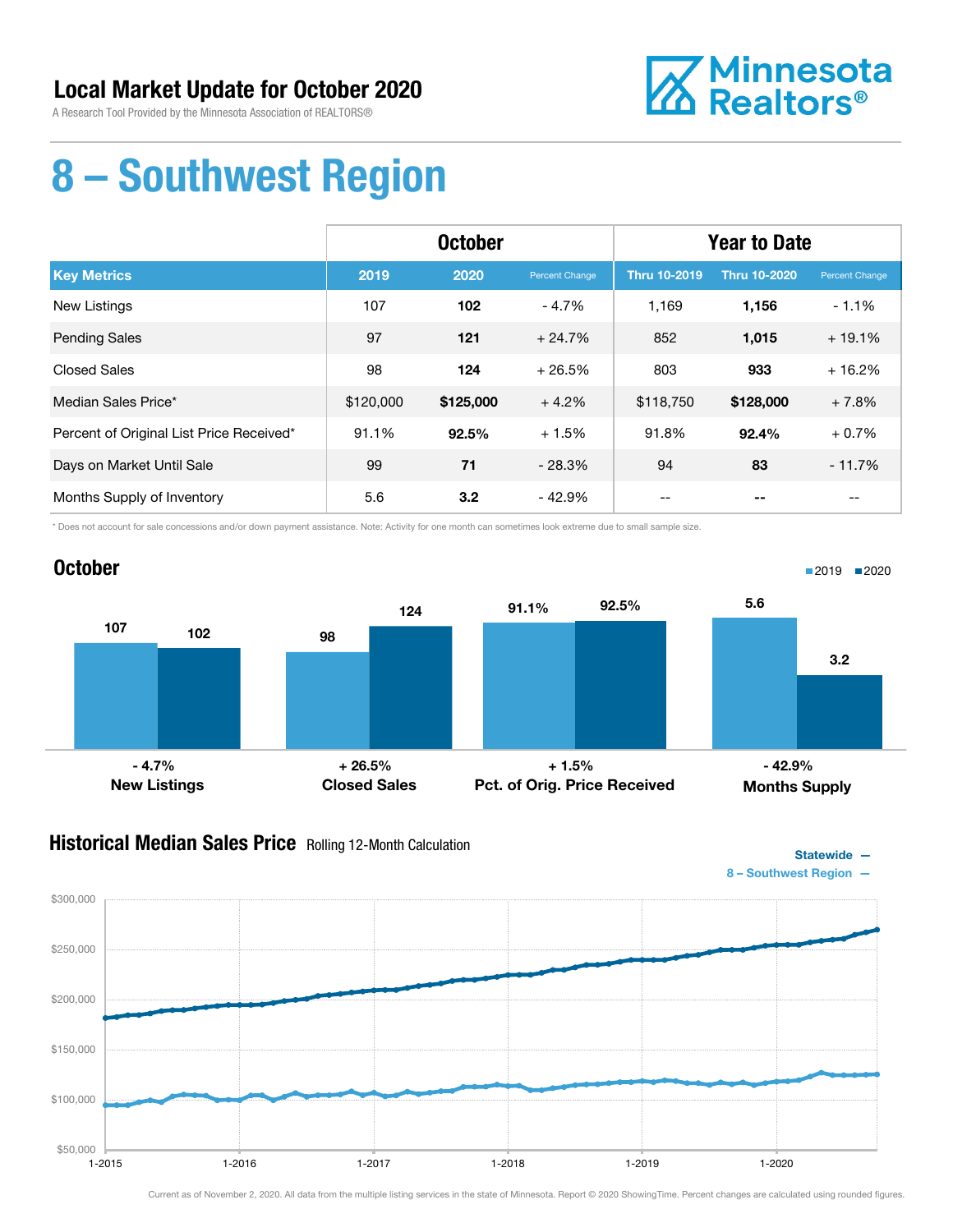# Local Market Update for October 2020

A Research Tool Provided by the Minnesota Association of REALTORS®

Minnesota Realtors®

# 8 – Southwest Region

| | October | | | Year to Date | | |
|---|---|---|---|---|---|---|
| **Key Metrics** | **2019** | **2020** | **Percent Change** | **Thru 10-2019** | **Thru 10-2020** | **Percent Change** |
| New Listings | 107 | **102** | - 4.7% | 1,169 | **1,156** | - 1.1% |
| Pending Sales | 97 | **121** | + 24.7% | 852 | **1,015** | + 19.1% |
| Closed Sales | 98 | **124** | + 26.5% | 803 | **933** | + 16.2% |
| Median Sales Price* | $120,000 | **$125,000** | + 4.2% | $118,750 | **$128,000** | + 7.8% |
| Percent of Original List Price Received* | 91.1% | **92.5%** | + 1.5% | 91.8% | **92.4%** | + 0.7% |
| Days on Market Until Sale | 99 | **71** | - 28.3% | 94 | **83** | - 11.7% |
| Months Supply of Inventory | 5.6 | **3.2** | - 42.9% | -- | **--** | -- |

\* Does not account for sale concessions and/or down payment assistance. Note: Activity for one month can sometimes look extreme due to small sample size.

## October

| | 2019 | 2020 | Change |
|---|---|---|---|
| New Listings | 107 | 102 | - 4.7% |
| Closed Sales | 98 | 124 | + 26.5% |
| Pct. of Orig. Price Received | 91.1% | 92.5% | + 1.5% |
| Months Supply | 5.6 | 3.2 | - 42.9% |

## Historical Median Sales Price Rolling 12-Month Calculation

Statewide —
8 – Southwest Region —

Current as of November 2, 2020. All data from the multiple listing services in the state of Minnesota. Report © 2020 ShowingTime. Percent changes are calculated using rounded figures.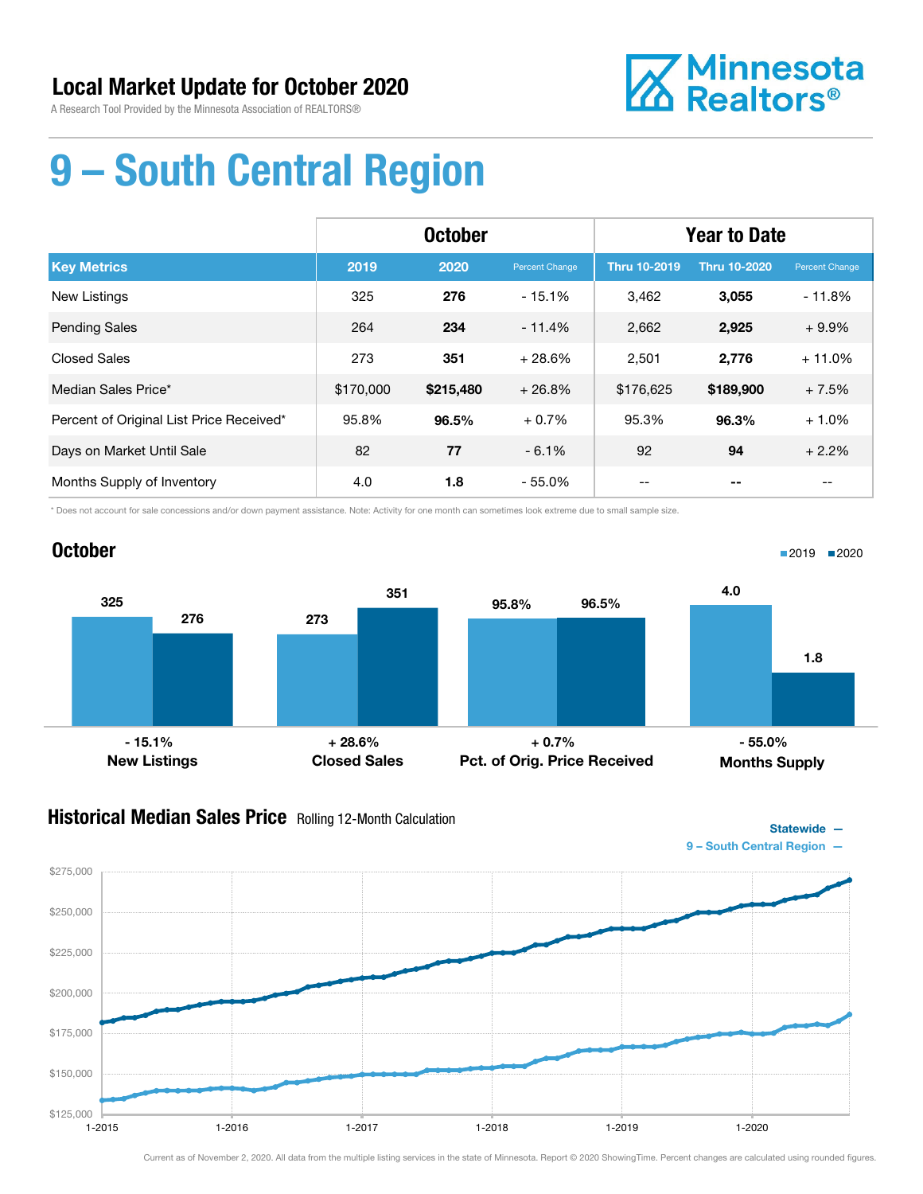# Local Market Update for October 2020

A Research Tool Provided by the Minnesota Association of REALTORS®

# 9 – South Central Region

| | October | | | Year to Date | | |
|---|---|---|---|---|---|---|
| **Key Metrics** | **2019** | **2020** | **Percent Change** | **Thru 10-2019** | **Thru 10-2020** | **Percent Change** |
| New Listings | 325 | **276** | - 15.1% | 3,462 | **3,055** | - 11.8% |
| Pending Sales | 264 | **234** | - 11.4% | 2,662 | **2,925** | + 9.9% |
| Closed Sales | 273 | **351** | + 28.6% | 2,501 | **2,776** | + 11.0% |
| Median Sales Price* | $170,000 | **$215,480** | + 26.8% | $176,625 | **$189,900** | + 7.5% |
| Percent of Original List Price Received* | 95.8% | **96.5%** | + 0.7% | 95.3% | **96.3%** | + 1.0% |
| Days on Market Until Sale | 82 | **77** | - 6.1% | 92 | **94** | + 2.2% |
| Months Supply of Inventory | 4.0 | **1.8** | - 55.0% | -- | **--** | -- |

* Does not account for sale concessions and/or down payment assistance. Note: Activity for one month can sometimes look extreme due to small sample size.

## October

| | 2019 | 2020 | Change |
|---|---|---|---|
| New Listings | 325 | 276 | - 15.1% |
| Closed Sales | 273 | 351 | + 28.6% |
| Pct. of Orig. Price Received | 95.8% | 96.5% | + 0.7% |
| Months Supply | 4.0 | 1.8 | - 55.0% |

## Historical Median Sales Price Rolling 12-Month Calculation

Statewide —
9 – South Central Region —

Current as of November 2, 2020. All data from the multiple listing services in the state of Minnesota. Report © 2020 ShowingTime. Percent changes are calculated using rounded figures.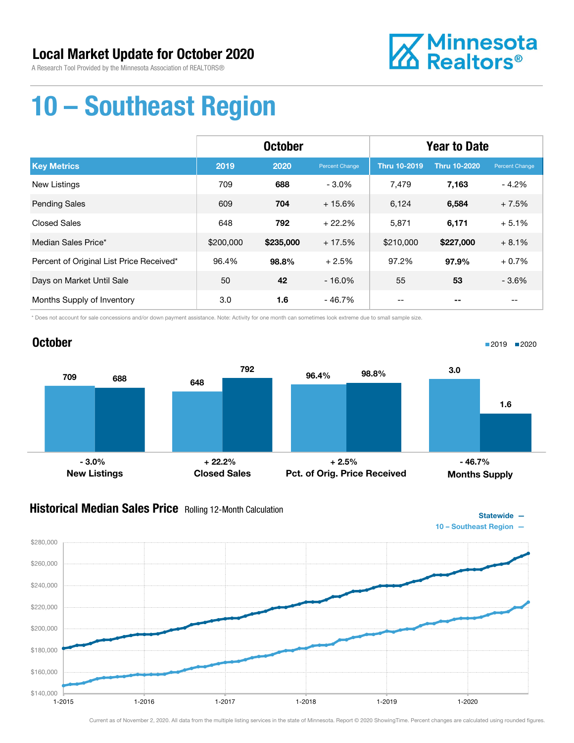# Local Market Update for October 2020

A Research Tool Provided by the Minnesota Association of REALTORS®

Minnesota Realtors®

# 10 – Southeast Region

| | October | | | Year to Date | | |
|---|---|---|---|---|---|---|
| **Key Metrics** | **2019** | **2020** | **Percent Change** | **Thru 10-2019** | **Thru 10-2020** | **Percent Change** |
| New Listings | 709 | **688** | - 3.0% | 7,479 | **7,163** | - 4.2% |
| Pending Sales | 609 | **704** | + 15.6% | 6,124 | **6,584** | + 7.5% |
| Closed Sales | 648 | **792** | + 22.2% | 5,871 | **6,171** | + 5.1% |
| Median Sales Price* | $200,000 | **$235,000** | + 17.5% | $210,000 | **$227,000** | + 8.1% |
| Percent of Original List Price Received* | 96.4% | **98.8%** | + 2.5% | 97.2% | **97.9%** | + 0.7% |
| Days on Market Until Sale | 50 | **42** | - 16.0% | 55 | **53** | - 3.6% |
| Months Supply of Inventory | 3.0 | **1.6** | - 46.7% | -- | **--** | -- |

\* Does not account for sale concessions and/or down payment assistance. Note: Activity for one month can sometimes look extreme due to small sample size.

## October

| | 2019 | 2020 | Change |
|---|---|---|---|
| New Listings | 709 | 688 | - 3.0% |
| Closed Sales | 648 | 792 | + 22.2% |
| Pct. of Orig. Price Received | 96.4% | 98.8% | + 2.5% |
| Months Supply | 3.0 | 1.6 | - 46.7% |

## Historical Median Sales Price Rolling 12-Month Calculation

Statewide —
10 – Southeast Region —

Current as of November 2, 2020. All data from the multiple listing services in the state of Minnesota. Report © 2020 ShowingTime. Percent changes are calculated using rounded figures.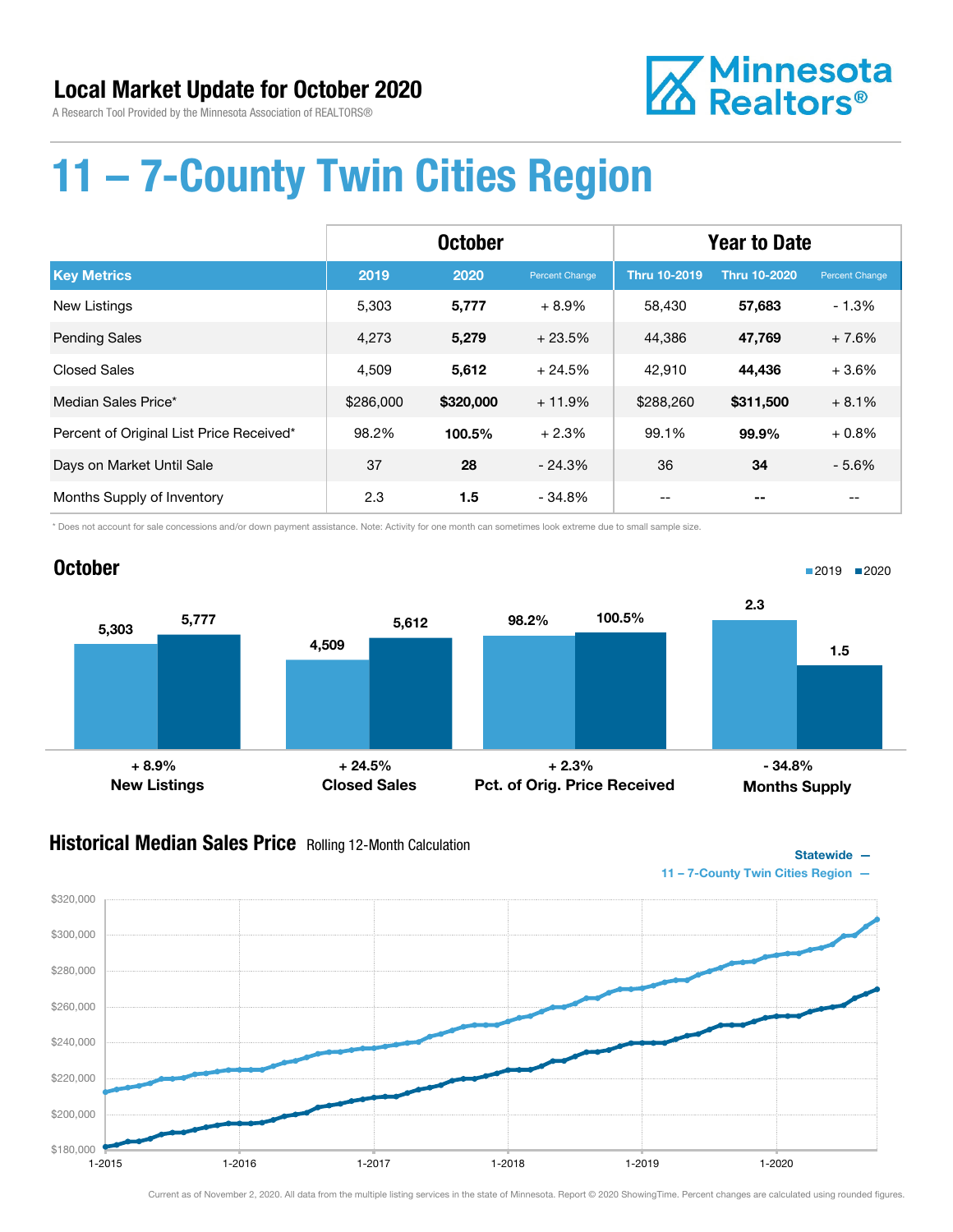## Local Market Update for October 2020

A Research Tool Provided by the Minnesota Association of REALTORS®

Minnesota Realtors®

# 11 – 7-County Twin Cities Region

| | October | | | Year to Date | | |
|---|---|---|---|---|---|---|
| **Key Metrics** | **2019** | **2020** | Percent Change | **Thru 10-2019** | **Thru 10-2020** | Percent Change |
| New Listings | 5,303 | **5,777** | + 8.9% | 58,430 | **57,683** | - 1.3% |
| Pending Sales | 4,273 | **5,279** | + 23.5% | 44,386 | **47,769** | + 7.6% |
| Closed Sales | 4,509 | **5,612** | + 24.5% | 42,910 | **44,436** | + 3.6% |
| Median Sales Price* | $286,000 | **$320,000** | + 11.9% | $288,260 | **$311,500** | + 8.1% |
| Percent of Original List Price Received* | 98.2% | **100.5%** | + 2.3% | 99.1% | **99.9%** | + 0.8% |
| Days on Market Until Sale | 37 | **28** | - 24.3% | 36 | **34** | - 5.6% |
| Months Supply of Inventory | 2.3 | **1.5** | - 34.8% | -- | **--** | -- |

\* Does not account for sale concessions and/or down payment assistance. Note: Activity for one month can sometimes look extreme due to small sample size.

## October

2019 2020

5,303 5,777
+ 8.9%
**New Listings**

4,509 5,612
+ 24.5%
**Closed Sales**

98.2% 100.5%
+ 2.3%
**Pct. of Orig. Price Received**

2.3 1.5
- 34.8%
**Months Supply**

## Historical Median Sales Price Rolling 12-Month Calculation

Statewide —
11 – 7-County Twin Cities Region —

$320,000
$300,000
$280,000
$260,000
$240,000
$220,000
$200,000
$180,000

1-2015 1-2016 1-2017 1-2018 1-2019 1-2020

Current as of November 2, 2020. All data from the multiple listing services in the state of Minnesota. Report © 2020 ShowingTime. Percent changes are calculated using rounded figures.